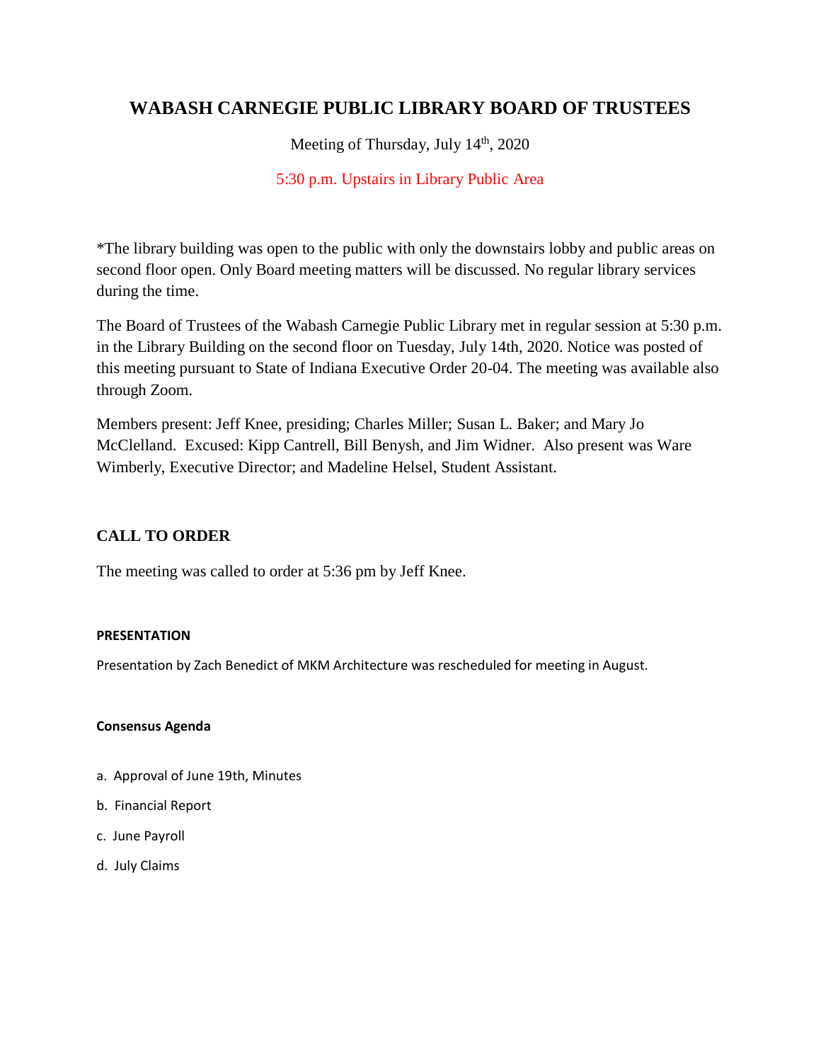# WABASH CARNEGIE PUBLIC LIBRARY BOARD OF TRUSTEES

Meeting of Thursday, July 14th, 2020

5:30 p.m. Upstairs in Library Public Area

*The library building was open to the public with only the downstairs lobby and public areas on second floor open. Only Board meeting matters will be discussed. No regular library services during the time.

The Board of Trustees of the Wabash Carnegie Public Library met in regular session at 5:30 p.m. in the Library Building on the second floor on Tuesday, July 14th, 2020. Notice was posted of this meeting pursuant to State of Indiana Executive Order 20-04. The meeting was available also through Zoom.

Members present: Jeff Knee, presiding; Charles Miller; Susan L. Baker; and Mary Jo McClelland. Excused: Kipp Cantrell, Bill Benysh, and Jim Widner. Also present was Ware Wimberly, Executive Director; and Madeline Helsel, Student Assistant.

## CALL TO ORDER

The meeting was called to order at 5:36 pm by Jeff Knee.

#### PRESENTATION

Presentation by Zach Benedict of MKM Architecture was rescheduled for meeting in August.

#### Consensus Agenda

a. Approval of June 19th, Minutes

b. Financial Report

c. June Payroll

d. July Claims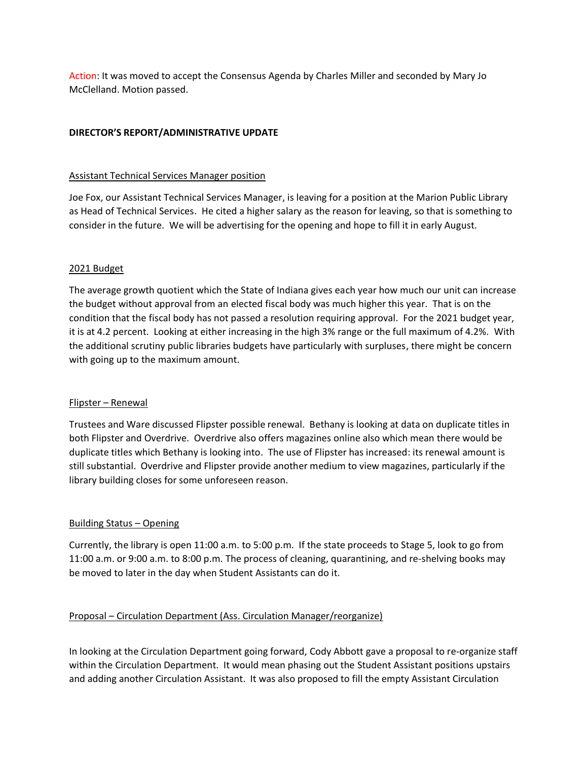Action: It was moved to accept the Consensus Agenda by Charles Miller and seconded by Mary Jo McClelland. Motion passed.

**DIRECTOR'S REPORT/ADMINISTRATIVE UPDATE**

Assistant Technical Services Manager position

Joe Fox, our Assistant Technical Services Manager, is leaving for a position at the Marion Public Library as Head of Technical Services. He cited a higher salary as the reason for leaving, so that is something to consider in the future. We will be advertising for the opening and hope to fill it in early August.

2021 Budget

The average growth quotient which the State of Indiana gives each year how much our unit can increase the budget without approval from an elected fiscal body was much higher this year. That is on the condition that the fiscal body has not passed a resolution requiring approval. For the 2021 budget year, it is at 4.2 percent. Looking at either increasing in the high 3% range or the full maximum of 4.2%. With the additional scrutiny public libraries budgets have particularly with surpluses, there might be concern with going up to the maximum amount.

Flipster – Renewal

Trustees and Ware discussed Flipster possible renewal. Bethany is looking at data on duplicate titles in both Flipster and Overdrive. Overdrive also offers magazines online also which mean there would be duplicate titles which Bethany is looking into. The use of Flipster has increased: its renewal amount is still substantial. Overdrive and Flipster provide another medium to view magazines, particularly if the library building closes for some unforeseen reason.

Building Status – Opening

Currently, the library is open 11:00 a.m. to 5:00 p.m. If the state proceeds to Stage 5, look to go from 11:00 a.m. or 9:00 a.m. to 8:00 p.m. The process of cleaning, quarantining, and re-shelving books may be moved to later in the day when Student Assistants can do it.

Proposal – Circulation Department (Ass. Circulation Manager/reorganize)

In looking at the Circulation Department going forward, Cody Abbott gave a proposal to re-organize staff within the Circulation Department. It would mean phasing out the Student Assistant positions upstairs and adding another Circulation Assistant. It was also proposed to fill the empty Assistant Circulation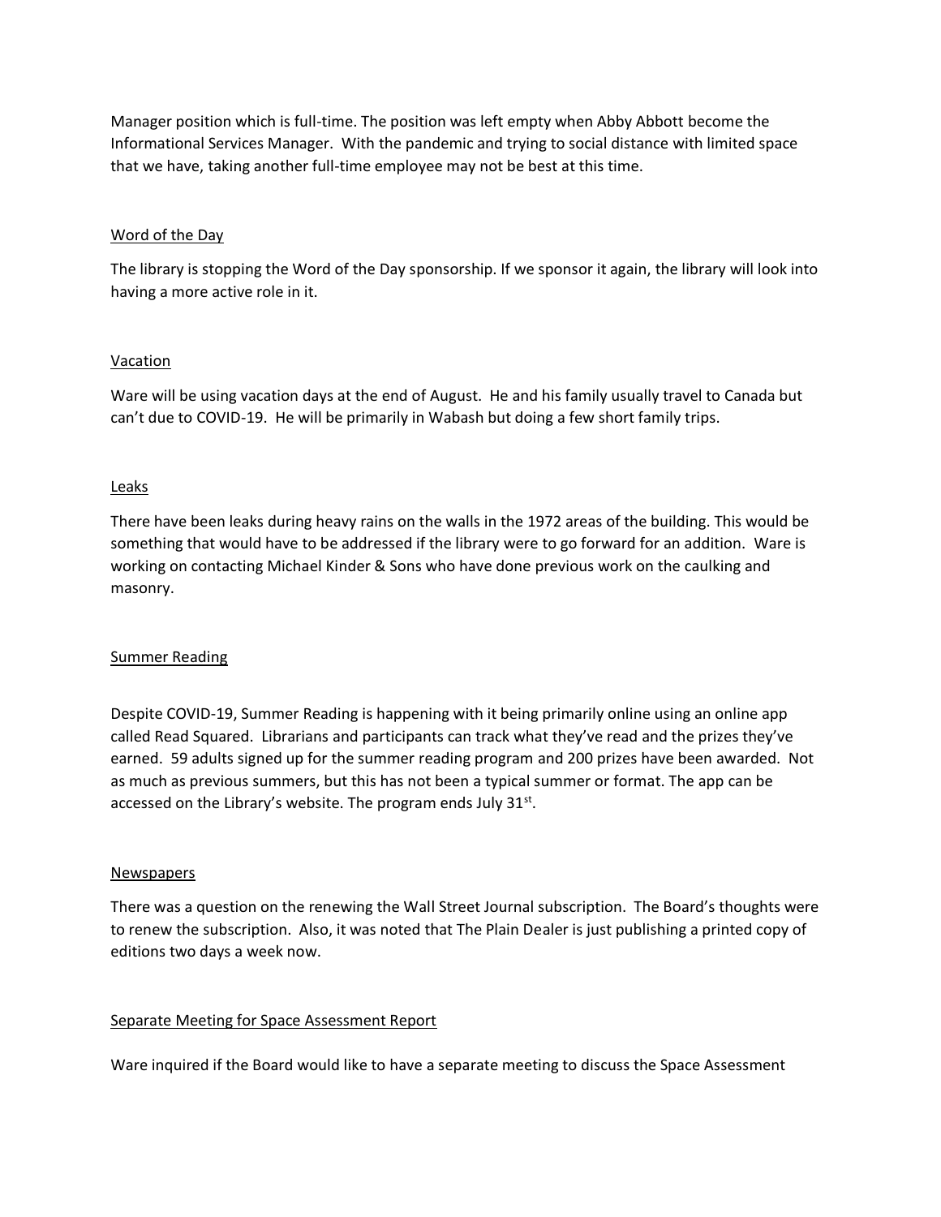Manager position which is full-time. The position was left empty when Abby Abbott become the Informational Services Manager. With the pandemic and trying to social distance with limited space that we have, taking another full-time employee may not be best at this time.

<u>Word of the Day</u>

The library is stopping the Word of the Day sponsorship. If we sponsor it again, the library will look into having a more active role in it.

<u>Vacation</u>

Ware will be using vacation days at the end of August. He and his family usually travel to Canada but can't due to COVID-19. He will be primarily in Wabash but doing a few short family trips.

<u>Leaks</u>

There have been leaks during heavy rains on the walls in the 1972 areas of the building. This would be something that would have to be addressed if the library were to go forward for an addition. Ware is working on contacting Michael Kinder & Sons who have done previous work on the caulking and masonry.

<u>Summer Reading</u>

Despite COVID-19, Summer Reading is happening with it being primarily online using an online app called Read Squared. Librarians and participants can track what they've read and the prizes they've earned. 59 adults signed up for the summer reading program and 200 prizes have been awarded. Not as much as previous summers, but this has not been a typical summer or format. The app can be accessed on the Library's website. The program ends July 31st.

<u>Newspapers</u>

There was a question on the renewing the Wall Street Journal subscription. The Board's thoughts were to renew the subscription. Also, it was noted that The Plain Dealer is just publishing a printed copy of editions two days a week now.

<u>Separate Meeting for Space Assessment Report</u>

Ware inquired if the Board would like to have a separate meeting to discuss the Space Assessment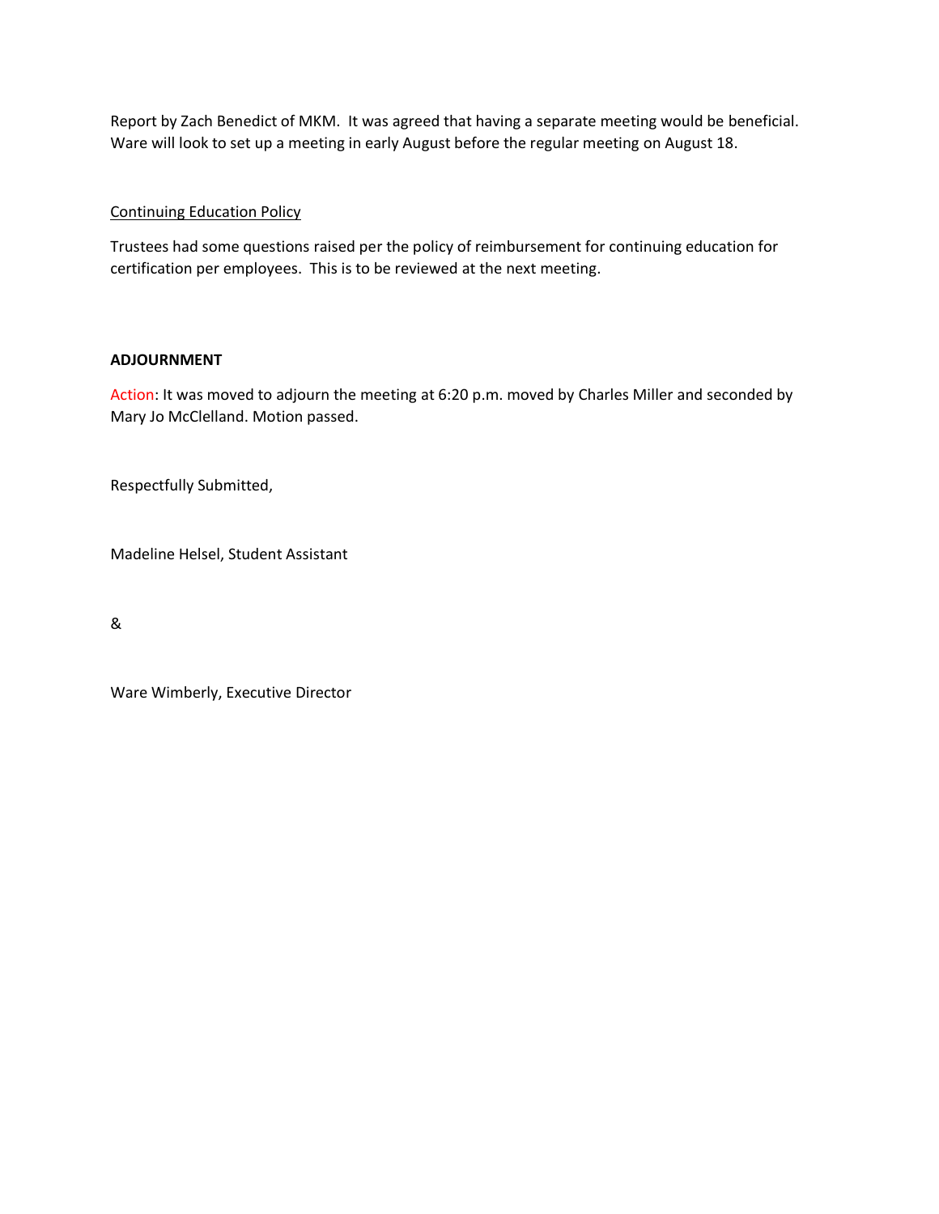Report by Zach Benedict of MKM. It was agreed that having a separate meeting would be beneficial. Ware will look to set up a meeting in early August before the regular meeting on August 18.

Continuing Education Policy

Trustees had some questions raised per the policy of reimbursement for continuing education for certification per employees. This is to be reviewed at the next meeting.

**ADJOURNMENT**

Action: It was moved to adjourn the meeting at 6:20 p.m. moved by Charles Miller and seconded by Mary Jo McClelland. Motion passed.

Respectfully Submitted,

Madeline Helsel, Student Assistant

&

Ware Wimberly, Executive Director